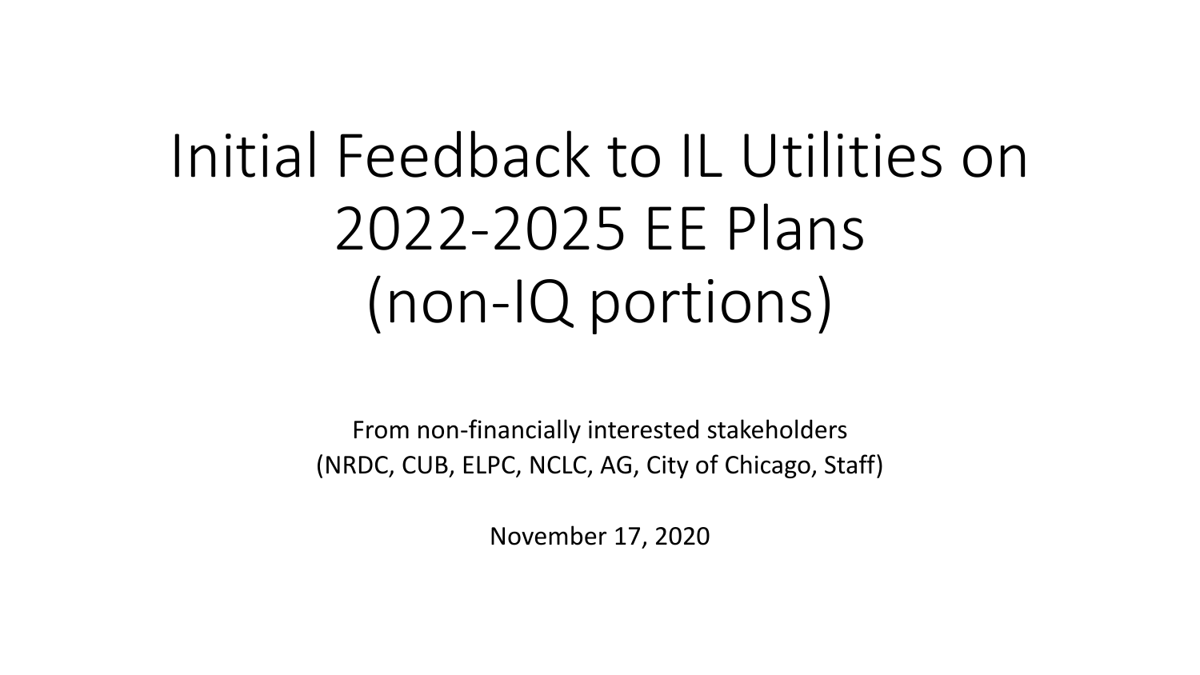# Initial Feedback to IL Utilities on 2022-2025 EE Plans (non-IQ portions)

From non-financially interested stakeholders
(NRDC, CUB, ELPC, NCLC, AG, City of Chicago, Staff)

November 17, 2020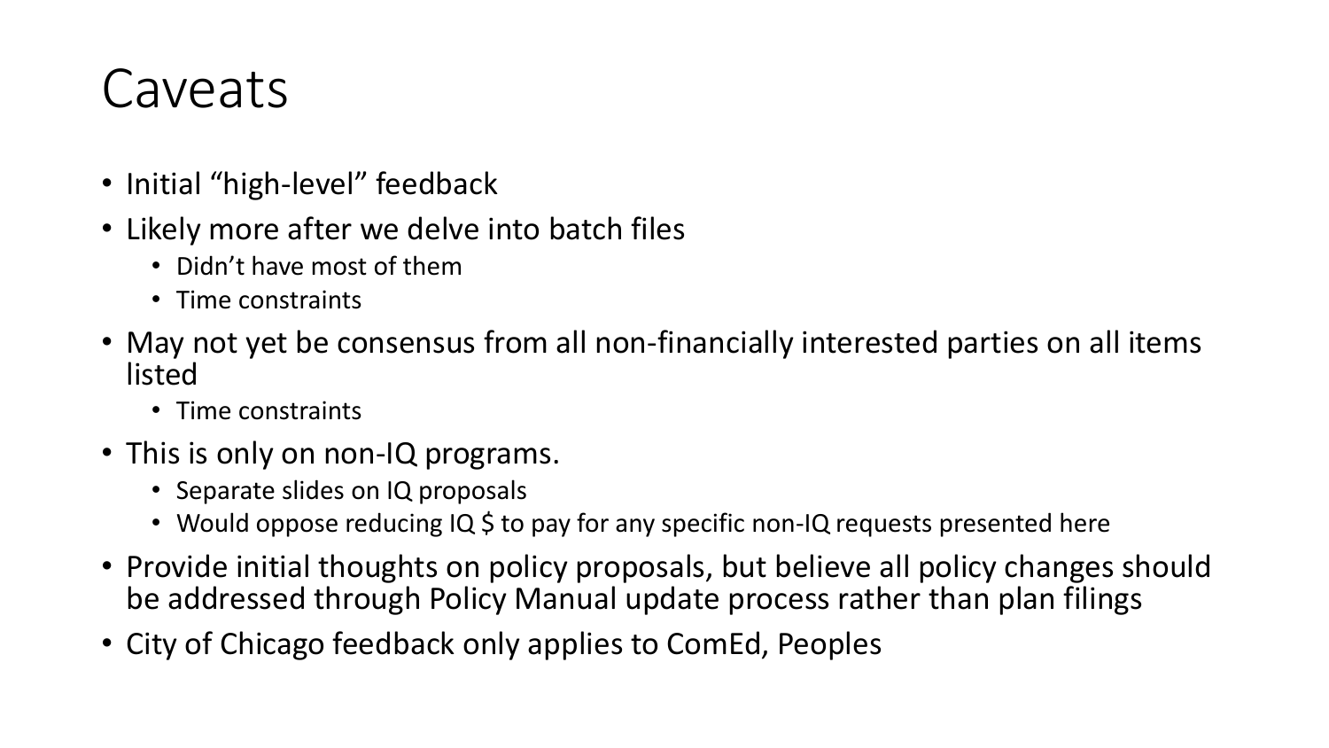# Caveats

- Initial "high-level" feedback
- Likely more after we delve into batch files
  - Didn't have most of them
  - Time constraints
- May not yet be consensus from all non-financially interested parties on all items listed
  - Time constraints
- This is only on non-IQ programs.
  - Separate slides on IQ proposals
  - Would oppose reducing IQ $ to pay for any specific non-IQ requests presented here
- Provide initial thoughts on policy proposals, but believe all policy changes should be addressed through Policy Manual update process rather than plan filings
- City of Chicago feedback only applies to ComEd, Peoples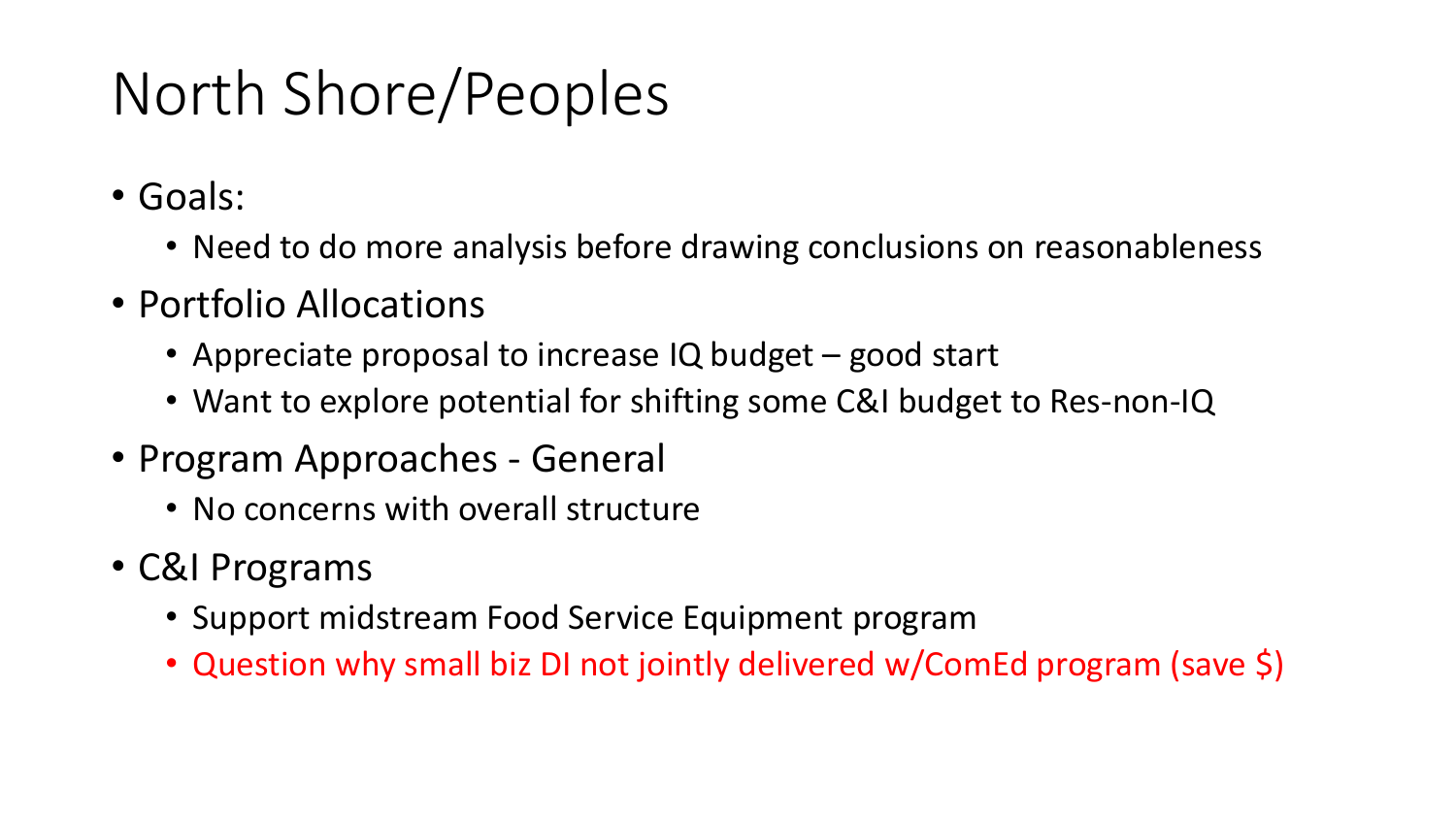# North Shore/Peoples

- Goals:
  - Need to do more analysis before drawing conclusions on reasonableness
- Portfolio Allocations
  - Appreciate proposal to increase IQ budget – good start
  - Want to explore potential for shifting some C&I budget to Res-non-IQ
- Program Approaches - General
  - No concerns with overall structure
- C&I Programs
  - Support midstream Food Service Equipment program
  - Question why small biz DI not jointly delivered w/ComEd program (save $)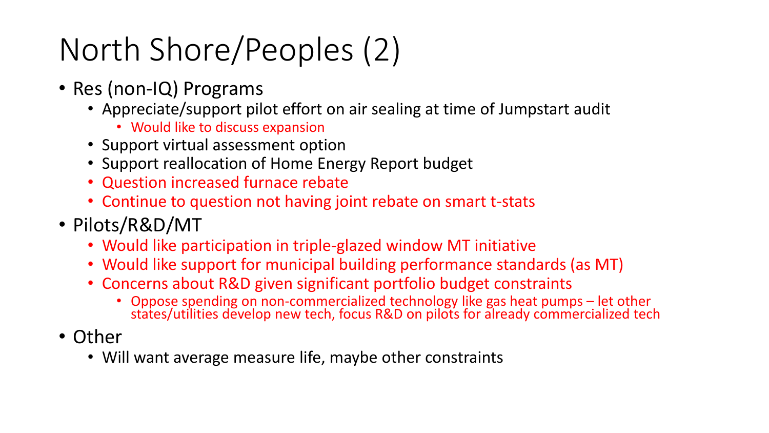# North Shore/Peoples (2)

- Res (non-IQ) Programs
  - Appreciate/support pilot effort on air sealing at time of Jumpstart audit
    - Would like to discuss expansion
  - Support virtual assessment option
  - Support reallocation of Home Energy Report budget
  - Question increased furnace rebate
  - Continue to question not having joint rebate on smart t-stats
- Pilots/R&D/MT
  - Would like participation in triple-glazed window MT initiative
  - Would like support for municipal building performance standards (as MT)
  - Concerns about R&D given significant portfolio budget constraints
    - Oppose spending on non-commercialized technology like gas heat pumps – let other states/utilities develop new tech, focus R&D on pilots for already commercialized tech
- Other
  - Will want average measure life, maybe other constraints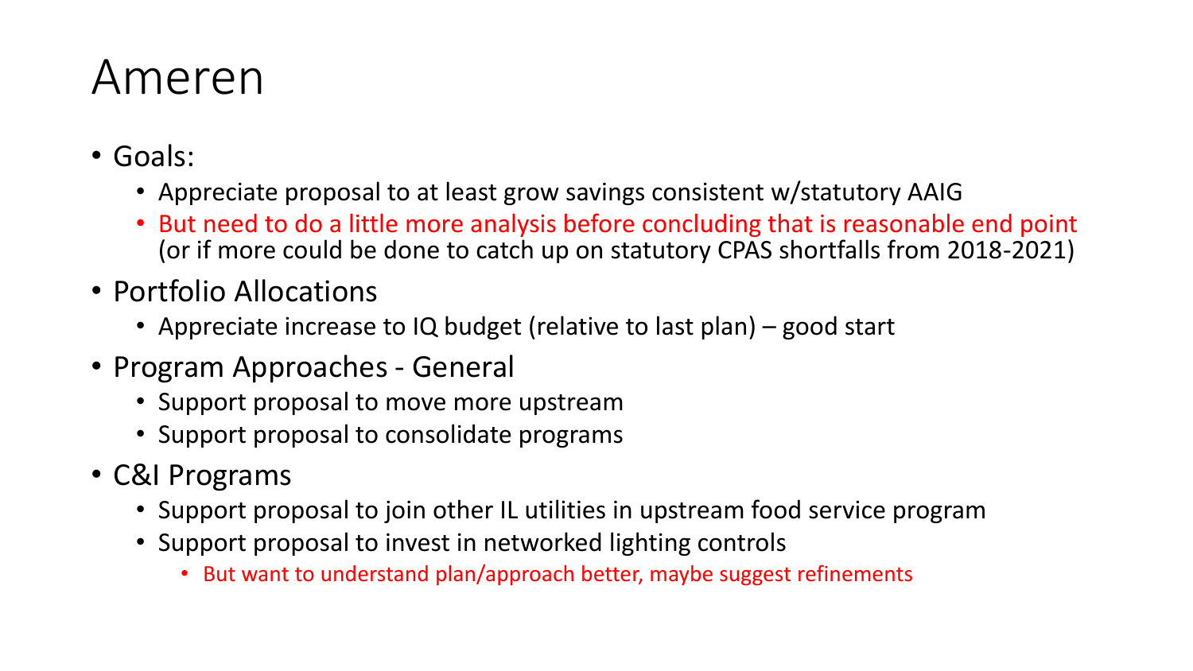# Ameren

- Goals:
  - Appreciate proposal to at least grow savings consistent w/statutory AAIG
  - But need to do a little more analysis before concluding that is reasonable end point (or if more could be done to catch up on statutory CPAS shortfalls from 2018-2021)
- Portfolio Allocations
  - Appreciate increase to IQ budget (relative to last plan) – good start
- Program Approaches - General
  - Support proposal to move more upstream
  - Support proposal to consolidate programs
- C&I Programs
  - Support proposal to join other IL utilities in upstream food service program
  - Support proposal to invest in networked lighting controls
    - But want to understand plan/approach better, maybe suggest refinements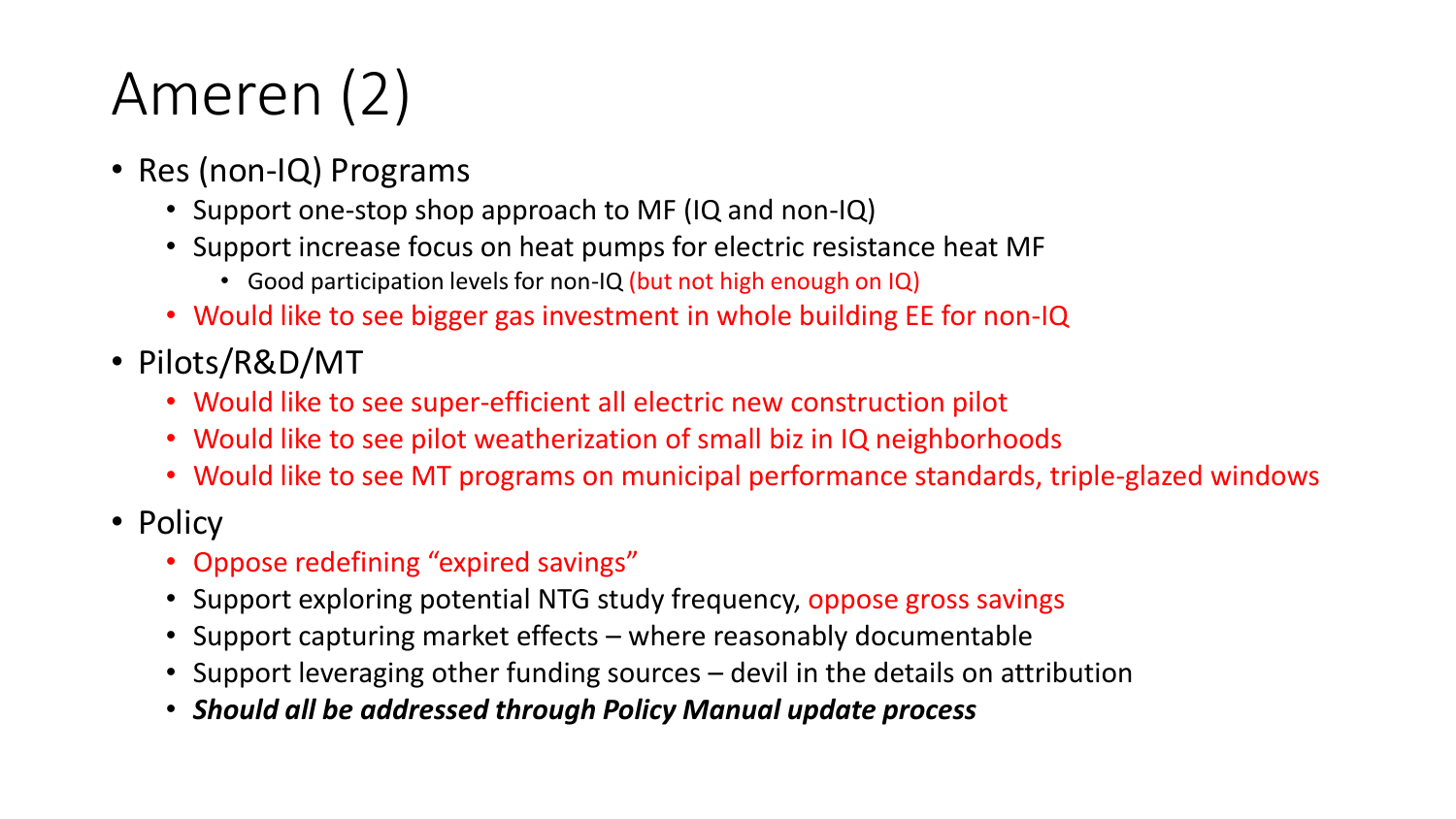# Ameren (2)

- Res (non-IQ) Programs
  - Support one-stop shop approach to MF (IQ and non-IQ)
  - Support increase focus on heat pumps for electric resistance heat MF
    - Good participation levels for non-IQ (but not high enough on IQ)
  - Would like to see bigger gas investment in whole building EE for non-IQ
- Pilots/R&D/MT
  - Would like to see super-efficient all electric new construction pilot
  - Would like to see pilot weatherization of small biz in IQ neighborhoods
  - Would like to see MT programs on municipal performance standards, triple-glazed windows
- Policy
  - Oppose redefining "expired savings"
  - Support exploring potential NTG study frequency, oppose gross savings
  - Support capturing market effects – where reasonably documentable
  - Support leveraging other funding sources – devil in the details on attribution
  - ***Should all be addressed through Policy Manual update process***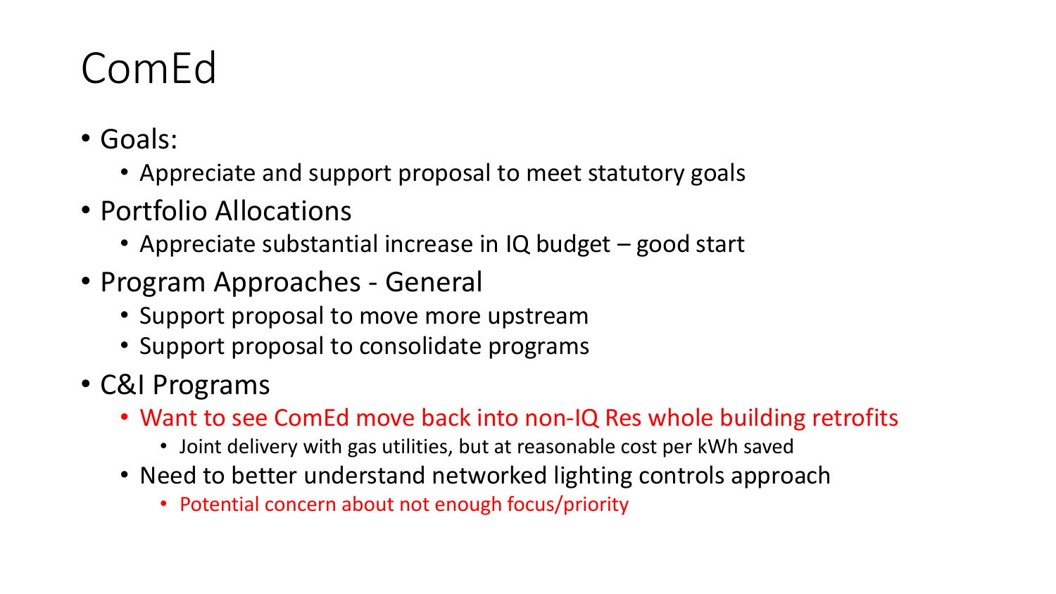# ComEd

- Goals:
  - Appreciate and support proposal to meet statutory goals
- Portfolio Allocations
  - Appreciate substantial increase in IQ budget – good start
- Program Approaches - General
  - Support proposal to move more upstream
  - Support proposal to consolidate programs
- C&I Programs
  - Want to see ComEd move back into non-IQ Res whole building retrofits
    - Joint delivery with gas utilities, but at reasonable cost per kWh saved
  - Need to better understand networked lighting controls approach
    - Potential concern about not enough focus/priority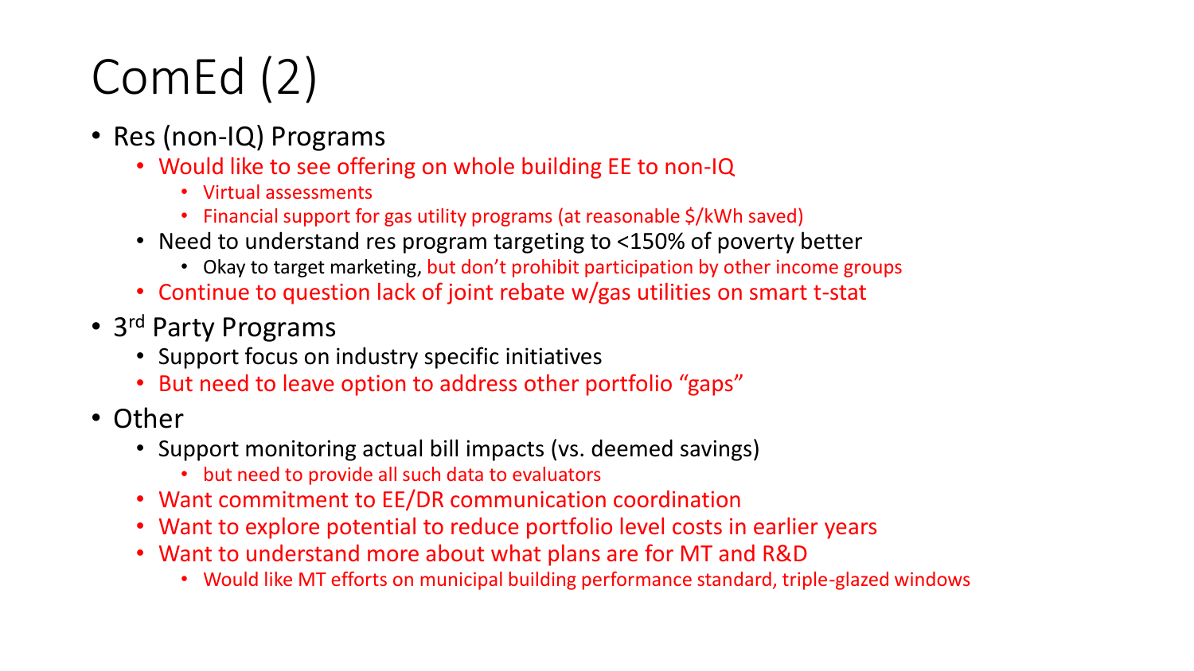# ComEd (2)

- Res (non-IQ) Programs
  - Would like to see offering on whole building EE to non-IQ
    - Virtual assessments
    - Financial support for gas utility programs (at reasonable $/kWh saved)
  - Need to understand res program targeting to <150% of poverty better
    - Okay to target marketing, but don't prohibit participation by other income groups
  - Continue to question lack of joint rebate w/gas utilities on smart t-stat
- 3rd Party Programs
  - Support focus on industry specific initiatives
  - But need to leave option to address other portfolio "gaps"
- Other
  - Support monitoring actual bill impacts (vs. deemed savings)
    - but need to provide all such data to evaluators
  - Want commitment to EE/DR communication coordination
  - Want to explore potential to reduce portfolio level costs in earlier years
  - Want to understand more about what plans are for MT and R&D
    - Would like MT efforts on municipal building performance standard, triple-glazed windows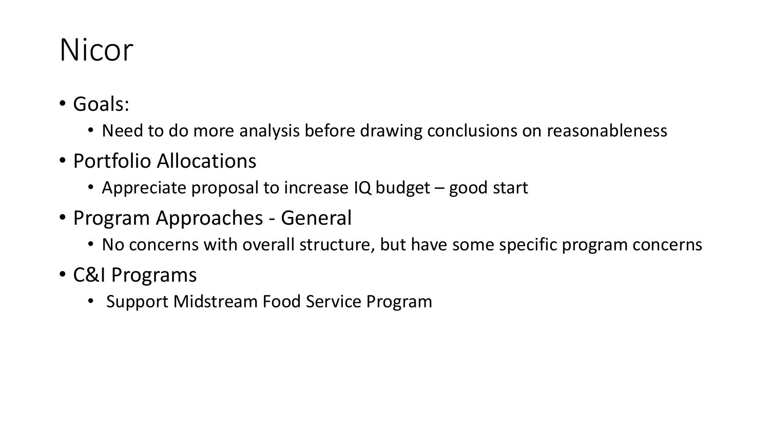# Nicor

- Goals:
  - Need to do more analysis before drawing conclusions on reasonableness
- Portfolio Allocations
  - Appreciate proposal to increase IQ budget – good start
- Program Approaches - General
  - No concerns with overall structure, but have some specific program concerns
- C&I Programs
  - Support Midstream Food Service Program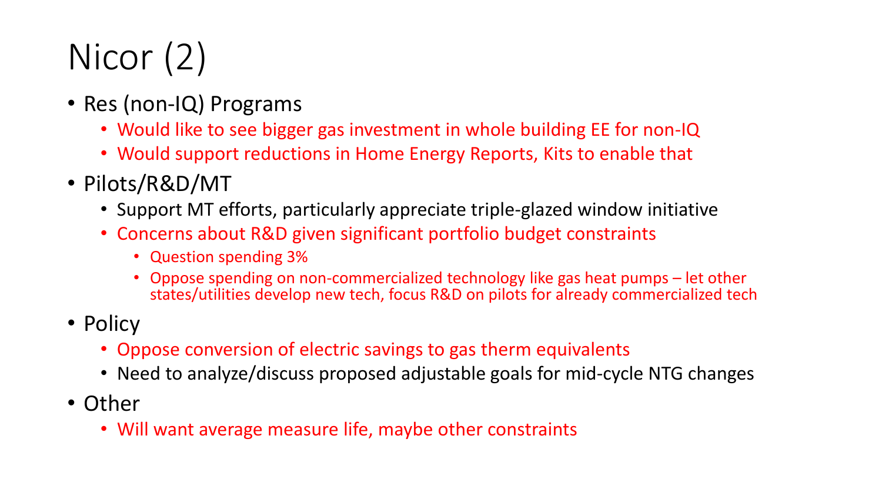# Nicor (2)

- Res (non-IQ) Programs
  - Would like to see bigger gas investment in whole building EE for non-IQ
  - Would support reductions in Home Energy Reports, Kits to enable that
- Pilots/R&D/MT
  - Support MT efforts, particularly appreciate triple-glazed window initiative
  - Concerns about R&D given significant portfolio budget constraints
    - Question spending 3%
    - Oppose spending on non-commercialized technology like gas heat pumps – let other states/utilities develop new tech, focus R&D on pilots for already commercialized tech
- Policy
  - Oppose conversion of electric savings to gas therm equivalents
  - Need to analyze/discuss proposed adjustable goals for mid-cycle NTG changes
- Other
  - Will want average measure life, maybe other constraints